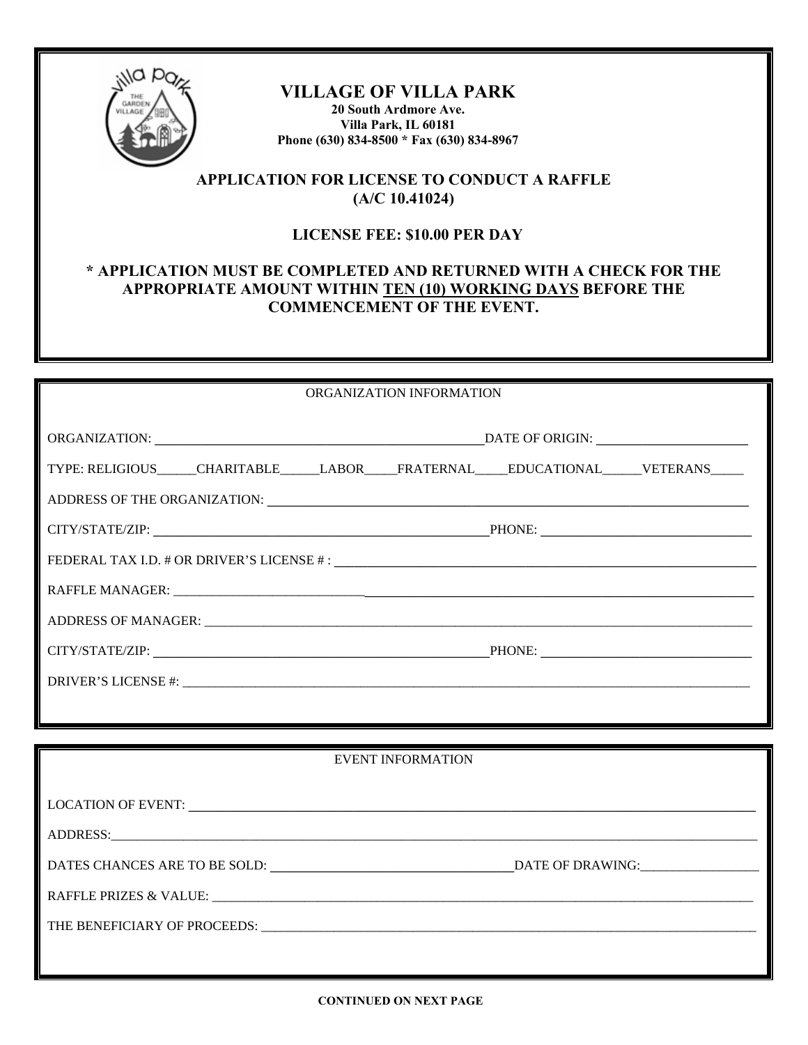# VILLAGE OF VILLA PARK

**20 South Ardmore Ave.**
**Villa Park, IL 60181**
**Phone (630) 834-8500 * Fax (630) 834-8967**

## APPLICATION FOR LICENSE TO CONDUCT A RAFFLE (A/C 10.41024)

### LICENSE FEE: $10.00 PER DAY

**\* APPLICATION MUST BE COMPLETED AND RETURNED WITH A CHECK FOR THE APPROPRIATE AMOUNT WITHIN TEN (10) WORKING DAYS BEFORE THE COMMENCEMENT OF THE EVENT.**

---

ORGANIZATION INFORMATION

ORGANIZATION: ____________________ DATE OF ORIGIN: ____________________

TYPE: RELIGIOUS_____ CHARITABLE_____ LABOR_____ FRATERNAL_____ EDUCATIONAL_____ VETERANS_____

ADDRESS OF THE ORGANIZATION: ____________________

CITY/STATE/ZIP: ____________________ PHONE: ____________________

FEDERAL TAX I.D. # OR DRIVER'S LICENSE # : ____________________

RAFFLE MANAGER: ____________________

ADDRESS OF MANAGER: ____________________

CITY/STATE/ZIP: ____________________ PHONE: ____________________

DRIVER'S LICENSE #: ____________________

---

EVENT INFORMATION

LOCATION OF EVENT: ____________________

ADDRESS: ____________________

DATES CHANCES ARE TO BE SOLD: ____________________ DATE OF DRAWING: ____________________

RAFFLE PRIZES & VALUE: ____________________

THE BENEFICIARY OF PROCEEDS: ____________________

**CONTINUED ON NEXT PAGE**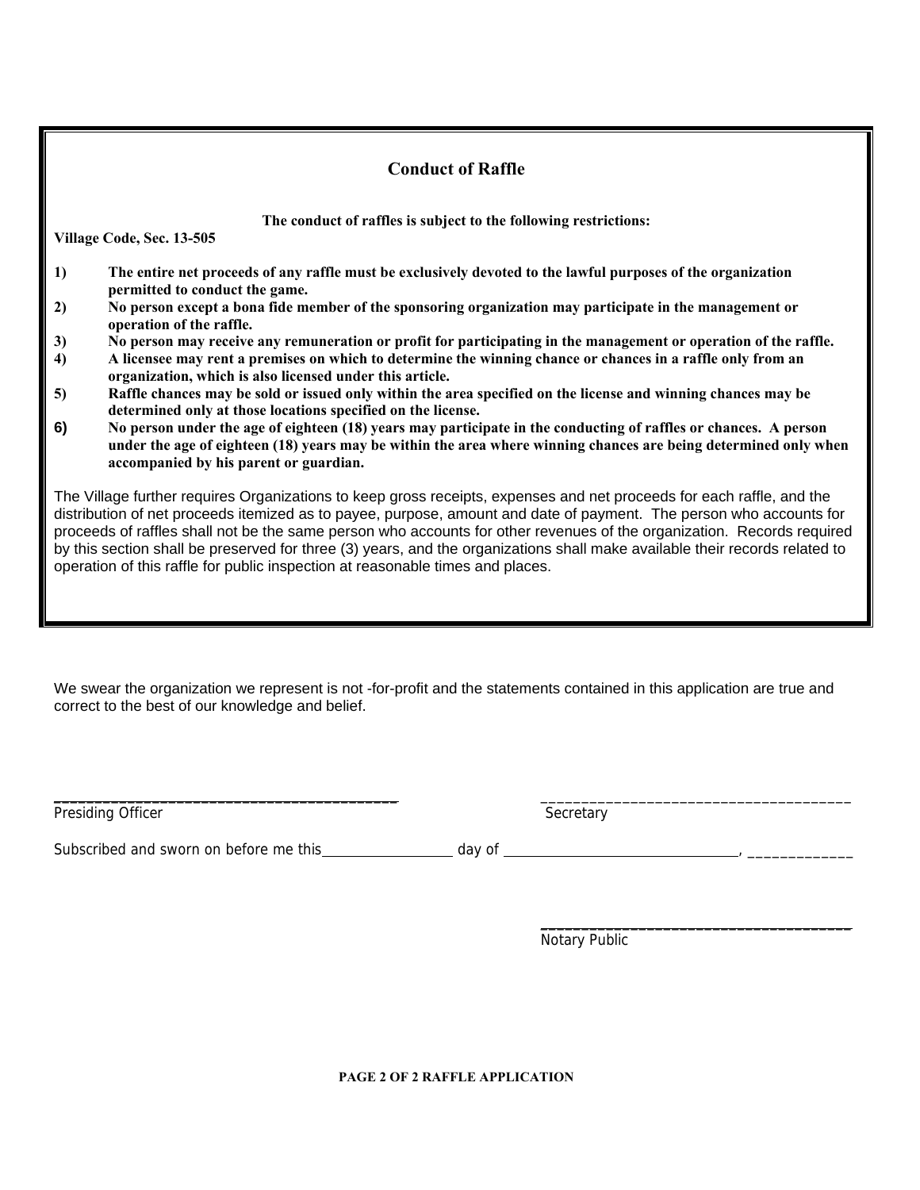## Conduct of Raffle

**The conduct of raffles is subject to the following restrictions:**

**Village Code, Sec. 13-505**

1) **The entire net proceeds of any raffle must be exclusively devoted to the lawful purposes of the organization permitted to conduct the game.**
2) **No person except a bona fide member of the sponsoring organization may participate in the management or operation of the raffle.**
3) **No person may receive any remuneration or profit for participating in the management or operation of the raffle.**
4) **A licensee may rent a premises on which to determine the winning chance or chances in a raffle only from an organization, which is also licensed under this article.**
5) **Raffle chances may be sold or issued only within the area specified on the license and winning chances may be determined only at those locations specified on the license.**
6) **No person under the age of eighteen (18) years may participate in the conducting of raffles or chances. A person under the age of eighteen (18) years may be within the area where winning chances are being determined only when accompanied by his parent or guardian.**

The Village further requires Organizations to keep gross receipts, expenses and net proceeds for each raffle, and the distribution of net proceeds itemized as to payee, purpose, amount and date of payment. The person who accounts for proceeds of raffles shall not be the same person who accounts for other revenues of the organization. Records required by this section shall be preserved for three (3) years, and the organizations shall make available their records related to operation of this raffle for public inspection at reasonable times and places.

We swear the organization we represent is not -for-profit and the statements contained in this application are true and correct to the best of our knowledge and belief.

_____________________________________________ &nbsp;&nbsp;&nbsp;&nbsp; _____________________________________________

Presiding Officer &nbsp;&nbsp;&nbsp;&nbsp; Secretary

Subscribed and sworn on before me this__________________ day of ________________________________, ______________

_____________________________________________

Notary Public